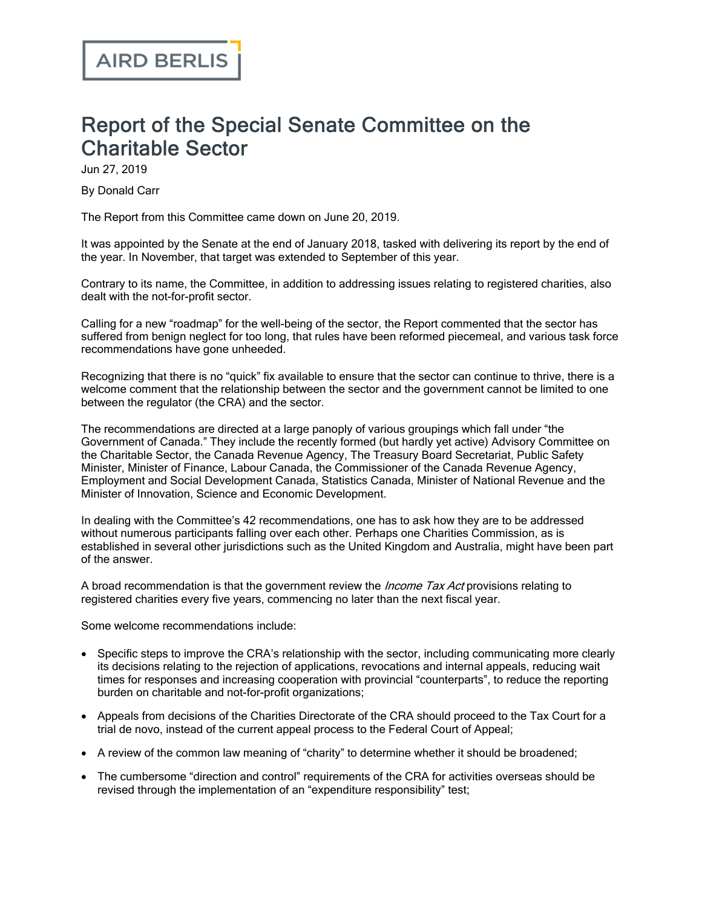AIRD BERLIS

# Report of the Special Senate Committee on the Charitable Sector

Jun 27, 2019

By Donald Carr

The Report from this Committee came down on June 20, 2019.

It was appointed by the Senate at the end of January 2018, tasked with delivering its report by the end of the year. In November, that target was extended to September of this year.

Contrary to its name, the Committee, in addition to addressing issues relating to registered charities, also dealt with the not-for-profit sector.

Calling for a new "roadmap" for the well-being of the sector, the Report commented that the sector has suffered from benign neglect for too long, that rules have been reformed piecemeal, and various task force recommendations have gone unheeded.

Recognizing that there is no "quick" fix available to ensure that the sector can continue to thrive, there is a welcome comment that the relationship between the sector and the government cannot be limited to one between the regulator (the CRA) and the sector.

The recommendations are directed at a large panoply of various groupings which fall under "the Government of Canada." They include the recently formed (but hardly yet active) Advisory Committee on the Charitable Sector, the Canada Revenue Agency, The Treasury Board Secretariat, Public Safety Minister, Minister of Finance, Labour Canada, the Commissioner of the Canada Revenue Agency, Employment and Social Development Canada, Statistics Canada, Minister of National Revenue and the Minister of Innovation, Science and Economic Development.

In dealing with the Committee's 42 recommendations, one has to ask how they are to be addressed without numerous participants falling over each other. Perhaps one Charities Commission, as is established in several other jurisdictions such as the United Kingdom and Australia, might have been part of the answer.

A broad recommendation is that the government review the *Income Tax Act* provisions relating to registered charities every five years, commencing no later than the next fiscal year.

Some welcome recommendations include:

- Specific steps to improve the CRA's relationship with the sector, including communicating more clearly its decisions relating to the rejection of applications, revocations and internal appeals, reducing wait times for responses and increasing cooperation with provincial "counterparts", to reduce the reporting burden on charitable and not-for-profit organizations;
- Appeals from decisions of the Charities Directorate of the CRA should proceed to the Tax Court for a trial de novo, instead of the current appeal process to the Federal Court of Appeal;
- A review of the common law meaning of "charity" to determine whether it should be broadened;
- The cumbersome "direction and control" requirements of the CRA for activities overseas should be revised through the implementation of an "expenditure responsibility" test;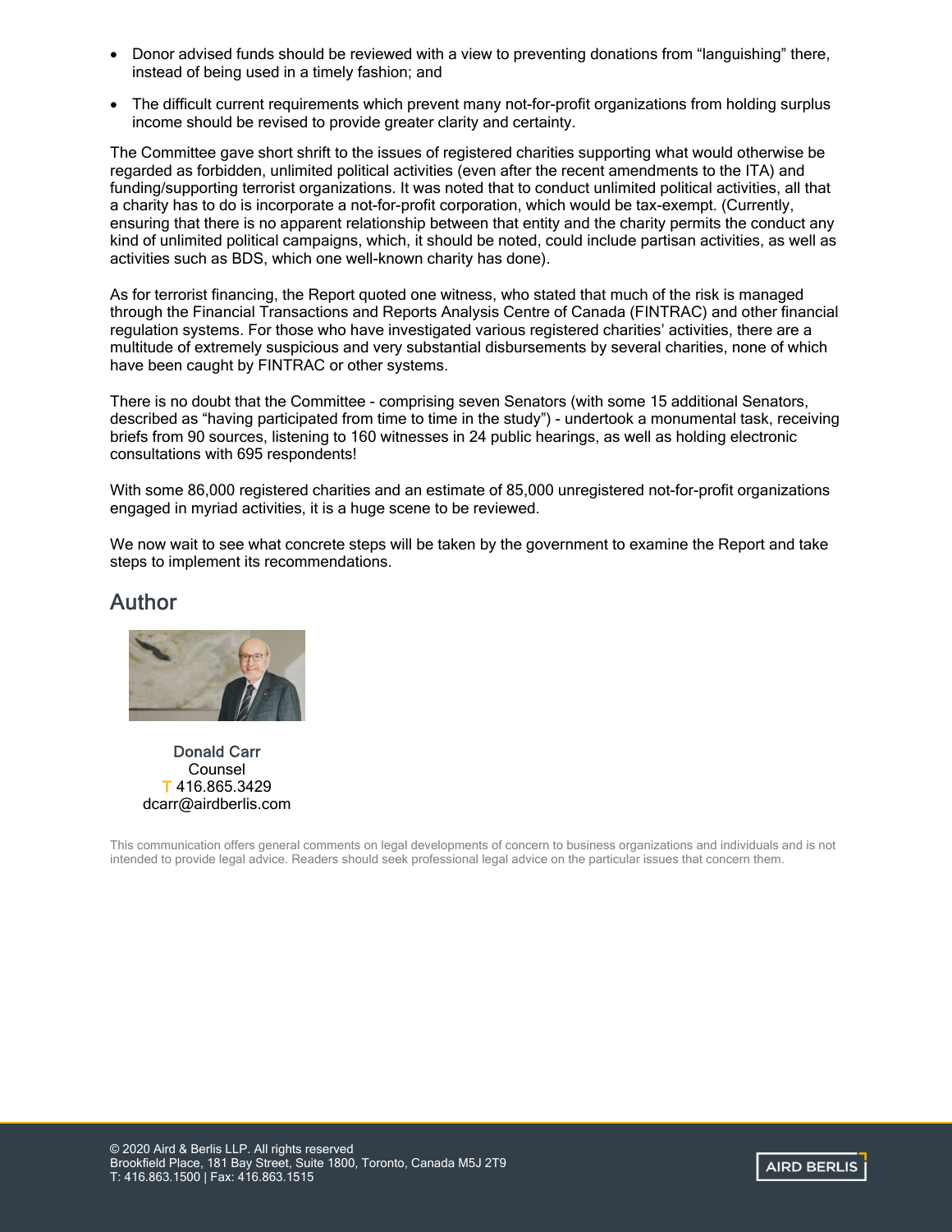- Donor advised funds should be reviewed with a view to preventing donations from "languishing" there, instead of being used in a timely fashion; and
- The difficult current requirements which prevent many not-for-profit organizations from holding surplus income should be revised to provide greater clarity and certainty.

The Committee gave short shrift to the issues of registered charities supporting what would otherwise be regarded as forbidden, unlimited political activities (even after the recent amendments to the ITA) and funding/supporting terrorist organizations. It was noted that to conduct unlimited political activities, all that a charity has to do is incorporate a not-for-profit corporation, which would be tax-exempt. (Currently, ensuring that there is no apparent relationship between that entity and the charity permits the conduct any kind of unlimited political campaigns, which, it should be noted, could include partisan activities, as well as activities such as BDS, which one well-known charity has done).

As for terrorist financing, the Report quoted one witness, who stated that much of the risk is managed through the Financial Transactions and Reports Analysis Centre of Canada (FINTRAC) and other financial regulation systems. For those who have investigated various registered charities' activities, there are a multitude of extremely suspicious and very substantial disbursements by several charities, none of which have been caught by FINTRAC or other systems.

There is no doubt that the Committee - comprising seven Senators (with some 15 additional Senators, described as "having participated from time to time in the study") - undertook a monumental task, receiving briefs from 90 sources, listening to 160 witnesses in 24 public hearings, as well as holding electronic consultations with 695 respondents!

With some 86,000 registered charities and an estimate of 85,000 unregistered not-for-profit organizations engaged in myriad activities, it is a huge scene to be reviewed.

We now wait to see what concrete steps will be taken by the government to examine the Report and take steps to implement its recommendations.

## Author

Donald Carr
Counsel
T 416.865.3429
dcarr@airdberlis.com

This communication offers general comments on legal developments of concern to business organizations and individuals and is not intended to provide legal advice. Readers should seek professional legal advice on the particular issues that concern them.

© 2020 Aird & Berlis LLP. All rights reserved
Brookfield Place, 181 Bay Street, Suite 1800, Toronto, Canada M5J 2T9
T: 416.863.1500 | Fax: 416.863.1515

AIRD BERLIS